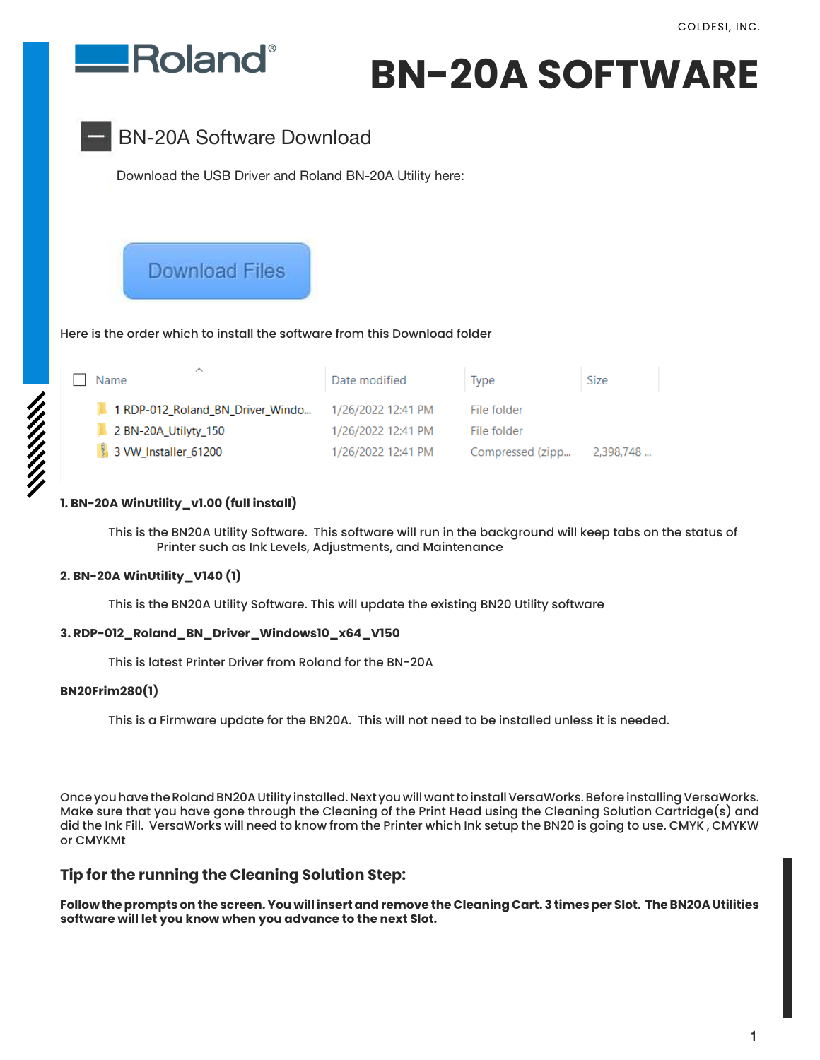COLDESI, INC.

Roland

# BN-20A SOFTWARE

## BN-20A Software Download

Download the USB Driver and Roland BN-20A Utility here:

Download Files

Here is the order which to install the software from this Download folder

| Name | Date modified | Type | Size |
|---|---|---|---|
| 1 RDP-012_Roland_BN_Driver_Windo... | 1/26/2022 12:41 PM | File folder | |
| 2 BN-20A_Utilyty_150 | 1/26/2022 12:41 PM | File folder | |
| 3 VW_Installer_61200 | 1/26/2022 12:41 PM | Compressed (zipp... | 2,398,748 ... |

**1. BN-20A WinUtility_v1.00 (full install)**

This is the BN20A Utility Software. This software will run in the background will keep tabs on the status of Printer such as Ink Levels, Adjustments, and Maintenance

**2. BN-20A WinUtility_V140 (1)**

This is the BN20A Utility Software. This will update the existing BN20 Utility software

**3. RDP-012_Roland_BN_Driver_Windows10_x64_V150**

This is latest Printer Driver from Roland for the BN-20A

**BN20Frim280(1)**

This is a Firmware update for the BN20A. This will not need to be installed unless it is needed.

Once you have the Roland BN20A Utility installed. Next you will want to install VersaWorks. Before installing VersaWorks. Make sure that you have gone through the Cleaning of the Print Head using the Cleaning Solution Cartridge(s) and did the Ink Fill. VersaWorks will need to know from the Printer which Ink setup the BN20 is going to use. CMYK , CMYKW or CMYKMt

### Tip for the running the Cleaning Solution Step:

**Follow the prompts on the screen. You will insert and remove the Cleaning Cart. 3 times per Slot. The BN20A Utilities software will let you know when you advance to the next Slot.**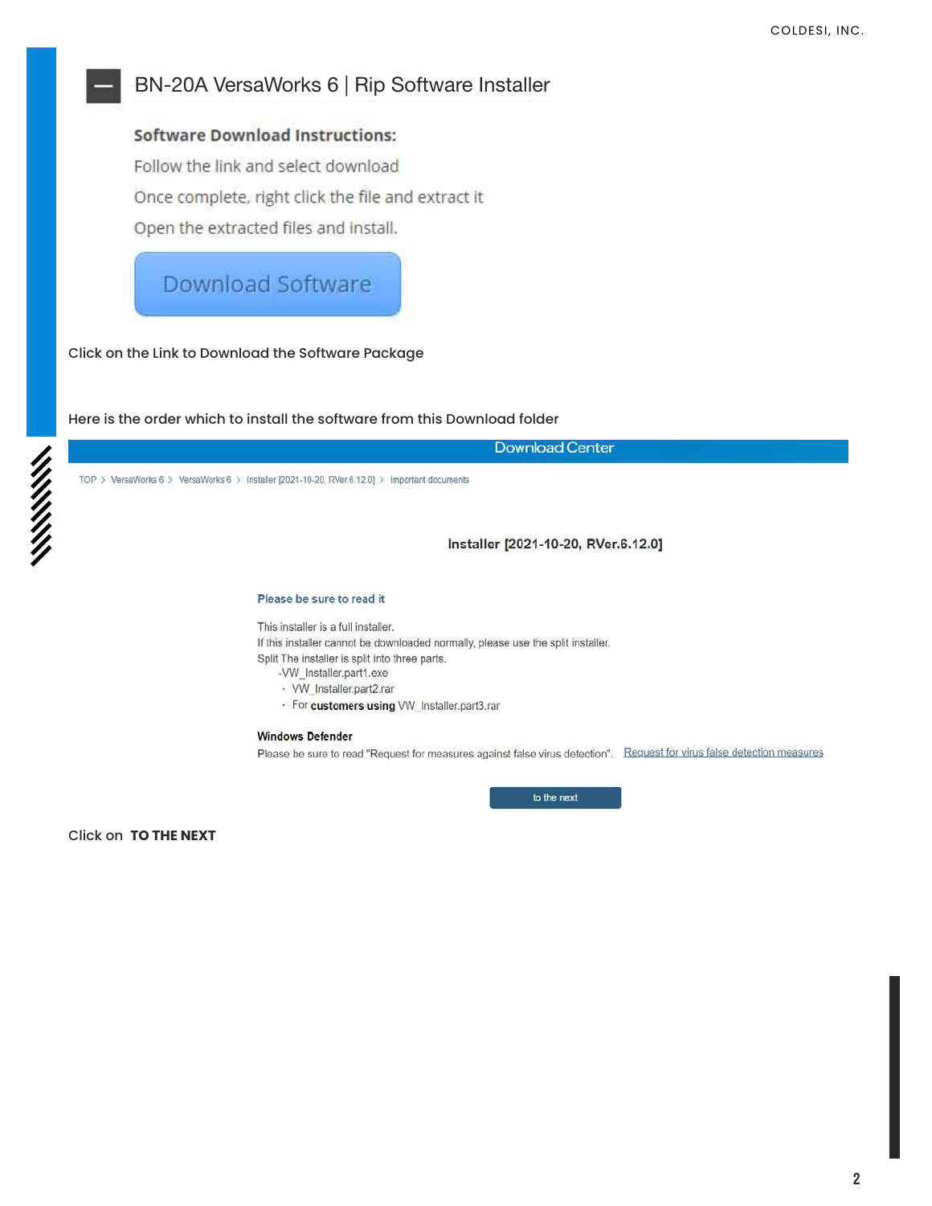## BN-20A VersaWorks 6 | Rip Software Installer

**Software Download Instructions:**

Follow the link and select download

Once complete, right click the file and extract it

Open the extracted files and install.

Download Software

Click on the Link to Download the Software Package

Here is the order which to install the software from this Download folder

Download Center

TOP > VersaWorks 6 > VersaWorks 6 > Installer [2021-10-20, RVer.6.12.0] > Important documents

**Installer [2021-10-20, RVer.6.12.0]**

**Please be sure to read it**

This installer is a full installer.
If this installer cannot be downloaded normally, please use the split installer.
Split The installer is split into three parts.

- -VW_Installer.part1.exe
- · VW_Installer.part2.rar
- · For **customers using** VW_Installer.part3.rar

**Windows Defender**

Please be sure to read "Request for measures against false virus detection". Request for virus false detection measures

to the next

Click on **TO THE NEXT**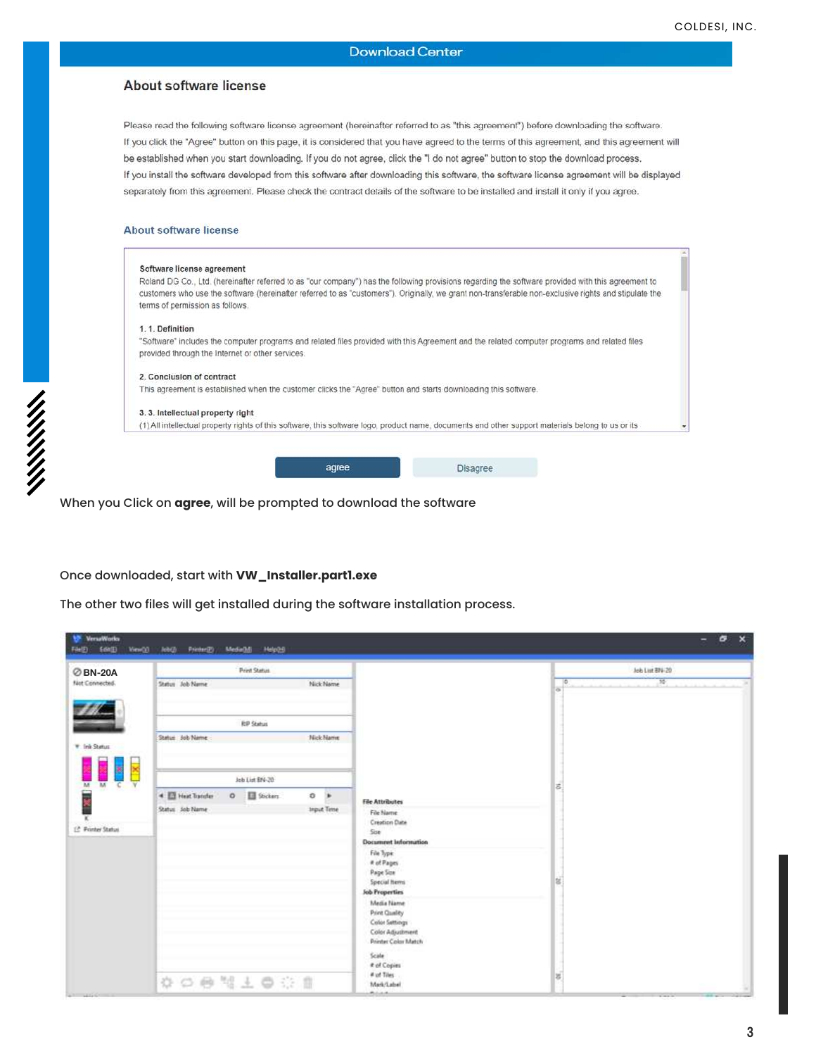Download Center

## About software license

Please read the following software license agreement (hereinafter referred to as "this agreement") before downloading the software.
If you click the "Agree" button on this page, it is considered that you have agreed to the terms of this agreement, and this agreement will be established when you start downloading. If you do not agree, click the "I do not agree" button to stop the download process.
If you install the software developed from this software after downloading this software, the software license agreement will be displayed separately from this agreement. Please check the contract details of the software to be installed and install it only if you agree.

### About software license

**Software license agreement**
Roland DG Co., Ltd. (hereinafter referred to as "our company") has the following provisions regarding the software provided with this agreement to customers who use the software (hereinafter referred to as "customers"). Originally, we grant non-transferable non-exclusive rights and stipulate the terms of permission as follows.

**1. 1. Definition**
"Software" includes the computer programs and related files provided with this Agreement and the related computer programs and related files provided through the Internet or other services.

**2. Conclusion of contract**
This agreement is established when the customer clicks the "Agree" button and starts downloading this software.

**3. 3. Intellectual property right**
(1) All intellectual property rights of this software, this software logo, product name, documents and other support materials belong to us or its

agree | Disagree

When you Click on **agree**, will be prompted to download the software

Once downloaded, start with **VW_Installer.part1.exe**

The other two files will get installed during the software installation process.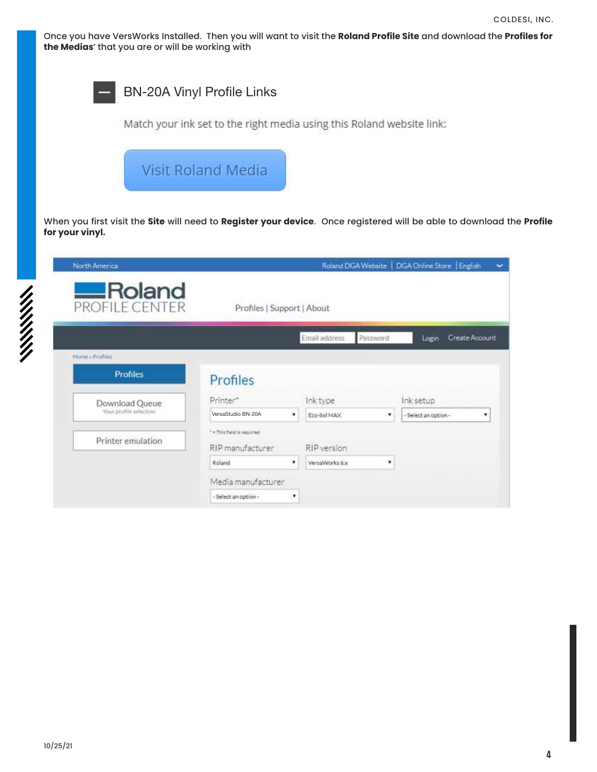Once you have VersWorks Installed. Then you will want to visit the **Roland Profile Site** and download the **Profiles for the Medias**' that you are or will be working with

BN-20A Vinyl Profile Links

Match your ink set to the right media using this Roland website link:

Visit Roland Media

When you first visit the **Site** will need to **Register your device**. Once registered will be able to download the **Profile for your vinyl.**

North America | Roland DGA Website | DGA Online Store | English

Roland PROFILE CENTER

Profiles | Support | About

Email address | Password | Login | Create Account

Home › Profiles

Profiles

Download Queue
Your profile selection

Printer emulation

Profiles

Printer*: VersaStudio BN-20A

Ink type: Eco-Sol MAX

Ink setup: - Select an option -

* = This field is required

RIP manufacturer: Roland

RIP version: VersaWorks 6.x

Media manufacturer: - Select an option -

10/25/21